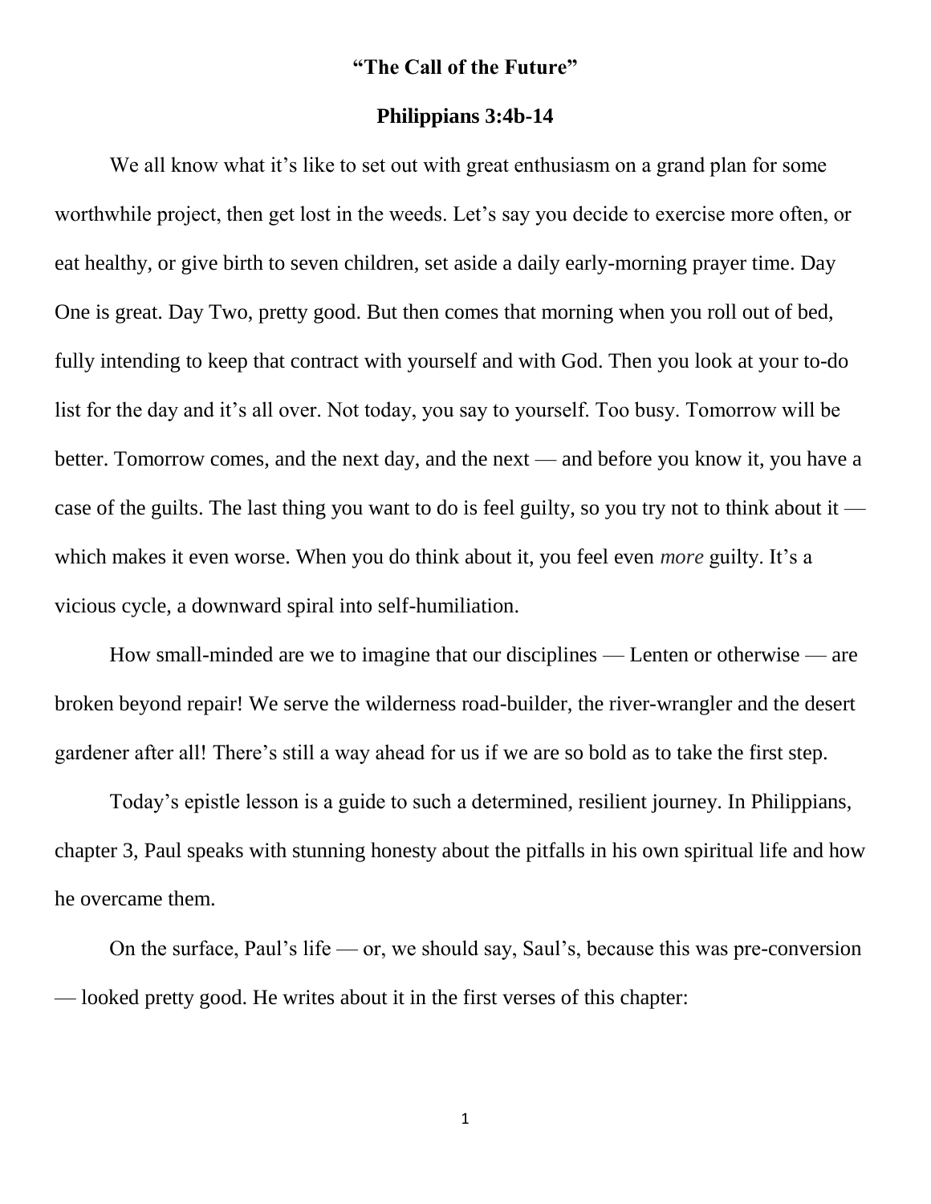# "The Call of the Future"

## Philippians 3:4b-14

We all know what it's like to set out with great enthusiasm on a grand plan for some worthwhile project, then get lost in the weeds. Let's say you decide to exercise more often, or eat healthy, or give birth to seven children, set aside a daily early-morning prayer time. Day One is great. Day Two, pretty good. But then comes that morning when you roll out of bed, fully intending to keep that contract with yourself and with God. Then you look at your to-do list for the day and it's all over. Not today, you say to yourself. Too busy. Tomorrow will be better. Tomorrow comes, and the next day, and the next — and before you know it, you have a case of the guilts. The last thing you want to do is feel guilty, so you try not to think about it — which makes it even worse. When you do think about it, you feel even *more* guilty. It's a vicious cycle, a downward spiral into self-humiliation.

How small-minded are we to imagine that our disciplines — Lenten or otherwise — are broken beyond repair! We serve the wilderness road-builder, the river-wrangler and the desert gardener after all! There's still a way ahead for us if we are so bold as to take the first step.

Today's epistle lesson is a guide to such a determined, resilient journey. In Philippians, chapter 3, Paul speaks with stunning honesty about the pitfalls in his own spiritual life and how he overcame them.

On the surface, Paul's life — or, we should say, Saul's, because this was pre-conversion — looked pretty good. He writes about it in the first verses of this chapter: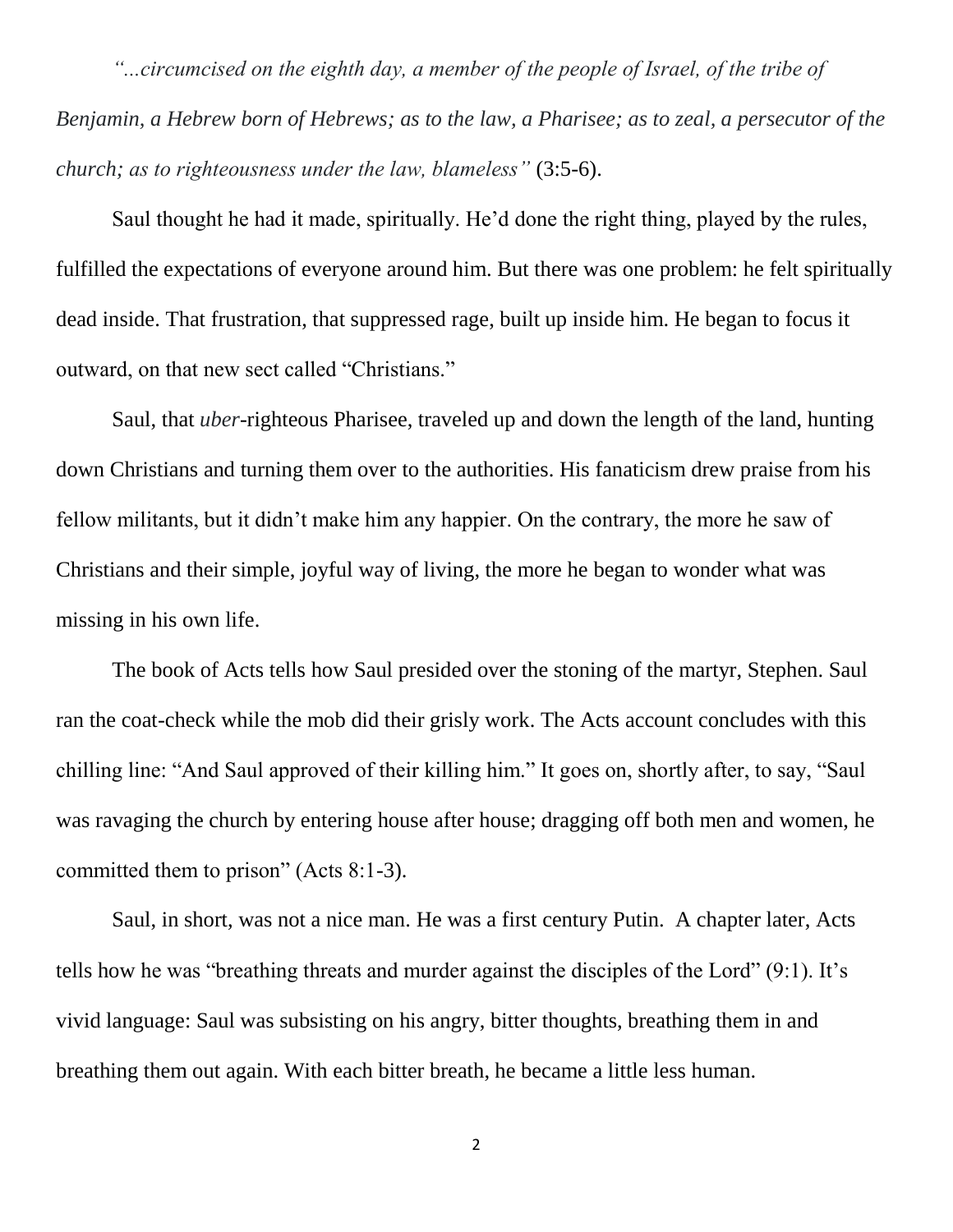*"...circumcised on the eighth day, a member of the people of Israel, of the tribe of Benjamin, a Hebrew born of Hebrews; as to the law, a Pharisee; as to zeal, a persecutor of the church; as to righteousness under the law, blameless"* (3:5-6).

Saul thought he had it made, spiritually. He'd done the right thing, played by the rules, fulfilled the expectations of everyone around him. But there was one problem: he felt spiritually dead inside. That frustration, that suppressed rage, built up inside him. He began to focus it outward, on that new sect called "Christians."

Saul, that *uber*-righteous Pharisee, traveled up and down the length of the land, hunting down Christians and turning them over to the authorities. His fanaticism drew praise from his fellow militants, but it didn't make him any happier. On the contrary, the more he saw of Christians and their simple, joyful way of living, the more he began to wonder what was missing in his own life.

The book of Acts tells how Saul presided over the stoning of the martyr, Stephen. Saul ran the coat-check while the mob did their grisly work. The Acts account concludes with this chilling line: "And Saul approved of their killing him." It goes on, shortly after, to say, "Saul was ravaging the church by entering house after house; dragging off both men and women, he committed them to prison" (Acts 8:1-3).

Saul, in short, was not a nice man. He was a first century Putin. A chapter later, Acts tells how he was "breathing threats and murder against the disciples of the Lord" (9:1). It's vivid language: Saul was subsisting on his angry, bitter thoughts, breathing them in and breathing them out again. With each bitter breath, he became a little less human.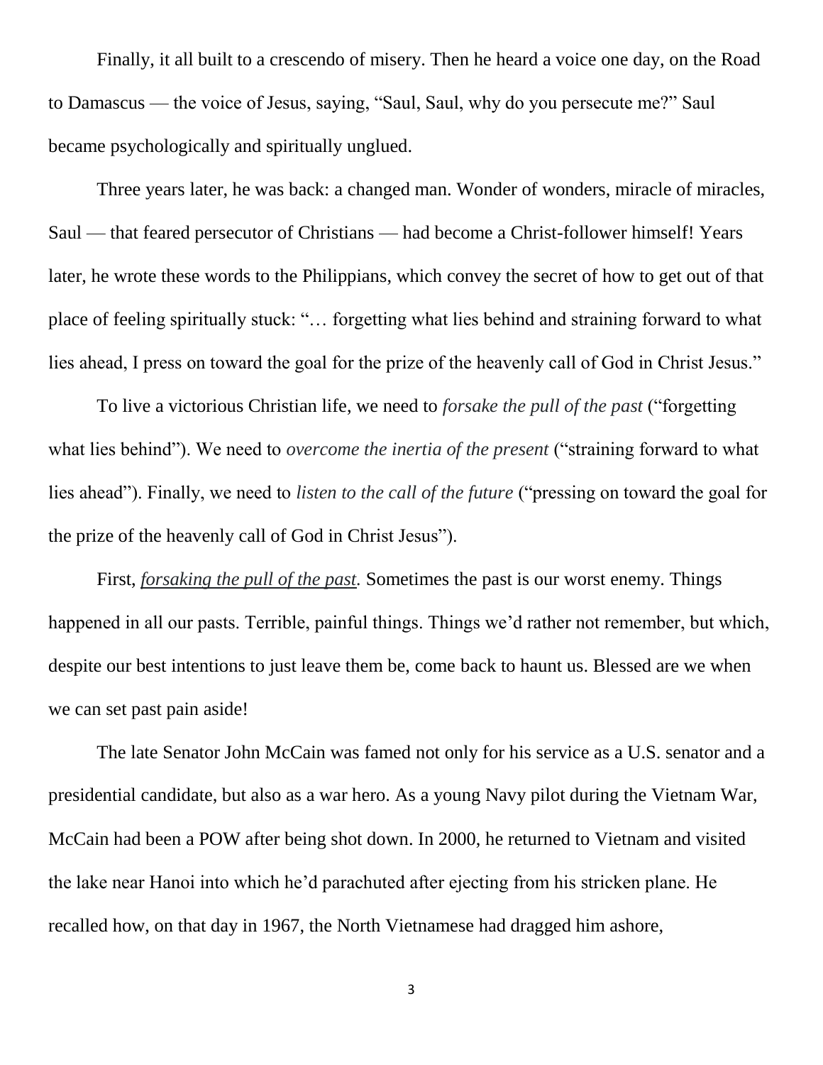Finally, it all built to a crescendo of misery. Then he heard a voice one day, on the Road to Damascus — the voice of Jesus, saying, "Saul, Saul, why do you persecute me?" Saul became psychologically and spiritually unglued.

Three years later, he was back: a changed man. Wonder of wonders, miracle of miracles, Saul — that feared persecutor of Christians — had become a Christ-follower himself! Years later, he wrote these words to the Philippians, which convey the secret of how to get out of that place of feeling spiritually stuck: "… forgetting what lies behind and straining forward to what lies ahead, I press on toward the goal for the prize of the heavenly call of God in Christ Jesus."

To live a victorious Christian life, we need to *forsake the pull of the past* ("forgetting what lies behind"). We need to *overcome the inertia of the present* ("straining forward to what lies ahead"). Finally, we need to *listen to the call of the future* ("pressing on toward the goal for the prize of the heavenly call of God in Christ Jesus").

First, <u>*forsaking the pull of the past*</u>. Sometimes the past is our worst enemy. Things happened in all our pasts. Terrible, painful things. Things we'd rather not remember, but which, despite our best intentions to just leave them be, come back to haunt us. Blessed are we when we can set past pain aside!

The late Senator John McCain was famed not only for his service as a U.S. senator and a presidential candidate, but also as a war hero. As a young Navy pilot during the Vietnam War, McCain had been a POW after being shot down. In 2000, he returned to Vietnam and visited the lake near Hanoi into which he'd parachuted after ejecting from his stricken plane. He recalled how, on that day in 1967, the North Vietnamese had dragged him ashore,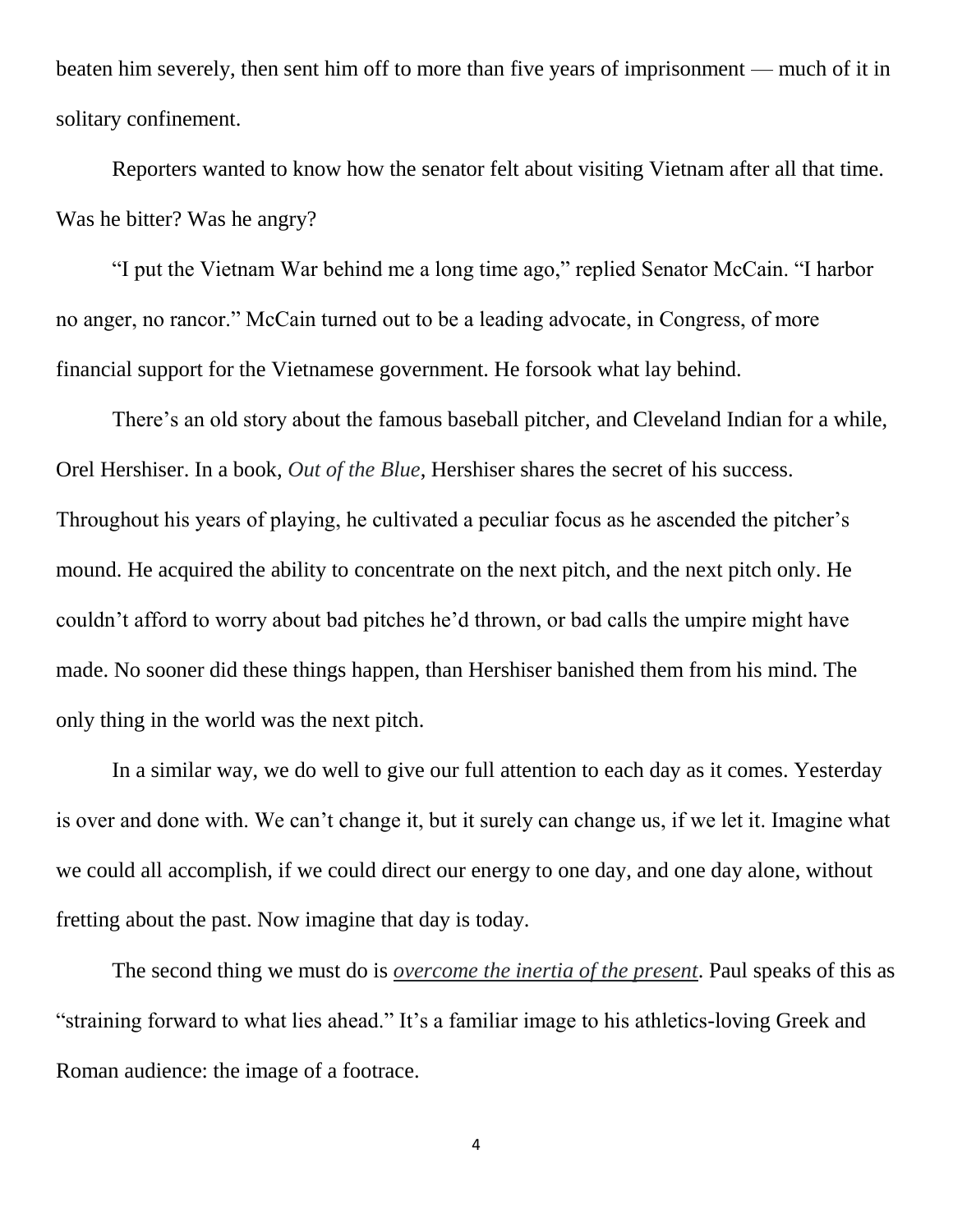beaten him severely, then sent him off to more than five years of imprisonment — much of it in solitary confinement.

Reporters wanted to know how the senator felt about visiting Vietnam after all that time. Was he bitter? Was he angry?

"I put the Vietnam War behind me a long time ago," replied Senator McCain. "I harbor no anger, no rancor." McCain turned out to be a leading advocate, in Congress, of more financial support for the Vietnamese government. He forsook what lay behind.

There's an old story about the famous baseball pitcher, and Cleveland Indian for a while, Orel Hershiser. In a book, *Out of the Blue*, Hershiser shares the secret of his success. Throughout his years of playing, he cultivated a peculiar focus as he ascended the pitcher's mound. He acquired the ability to concentrate on the next pitch, and the next pitch only. He couldn't afford to worry about bad pitches he'd thrown, or bad calls the umpire might have made. No sooner did these things happen, than Hershiser banished them from his mind. The only thing in the world was the next pitch.

In a similar way, we do well to give our full attention to each day as it comes. Yesterday is over and done with. We can't change it, but it surely can change us, if we let it. Imagine what we could all accomplish, if we could direct our energy to one day, and one day alone, without fretting about the past. Now imagine that day is today.

The second thing we must do is <u>*overcome the inertia of the present*</u>. Paul speaks of this as "straining forward to what lies ahead." It's a familiar image to his athletics-loving Greek and Roman audience: the image of a footrace.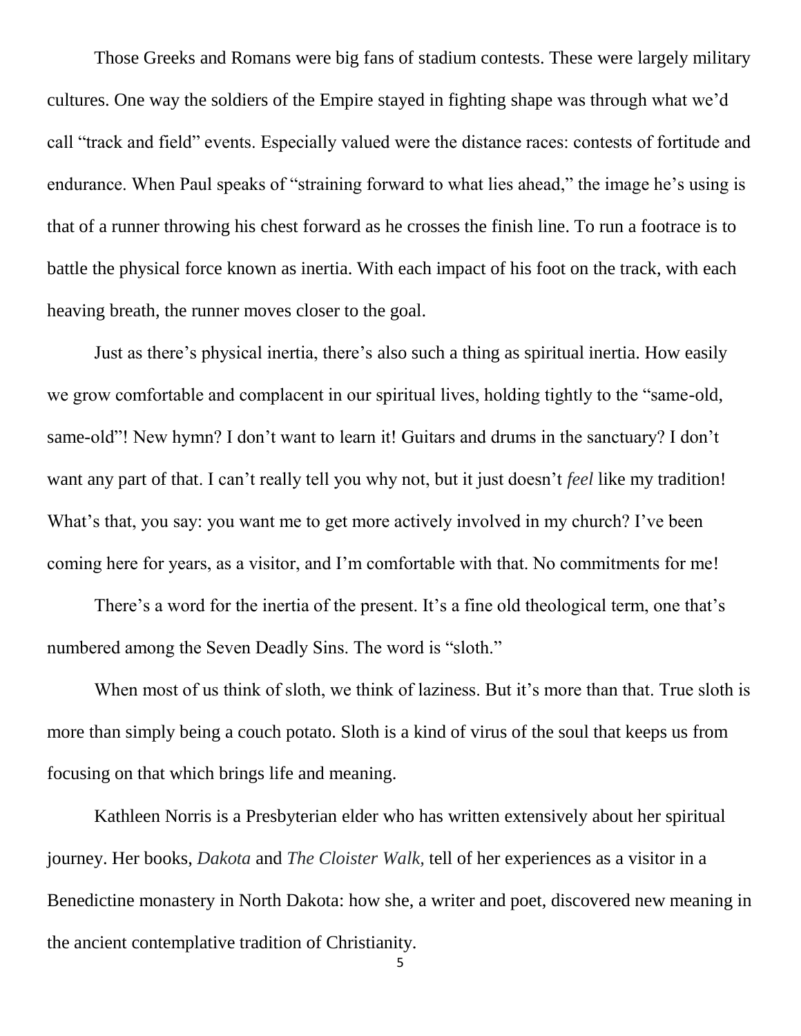Those Greeks and Romans were big fans of stadium contests. These were largely military cultures. One way the soldiers of the Empire stayed in fighting shape was through what we'd call "track and field" events. Especially valued were the distance races: contests of fortitude and endurance. When Paul speaks of "straining forward to what lies ahead," the image he's using is that of a runner throwing his chest forward as he crosses the finish line. To run a footrace is to battle the physical force known as inertia. With each impact of his foot on the track, with each heaving breath, the runner moves closer to the goal.

Just as there's physical inertia, there's also such a thing as spiritual inertia. How easily we grow comfortable and complacent in our spiritual lives, holding tightly to the "same-old, same-old"! New hymn? I don't want to learn it! Guitars and drums in the sanctuary? I don't want any part of that. I can't really tell you why not, but it just doesn't *feel* like my tradition! What's that, you say: you want me to get more actively involved in my church? I've been coming here for years, as a visitor, and I'm comfortable with that. No commitments for me!

There's a word for the inertia of the present. It's a fine old theological term, one that's numbered among the Seven Deadly Sins. The word is "sloth."

When most of us think of sloth, we think of laziness. But it's more than that. True sloth is more than simply being a couch potato. Sloth is a kind of virus of the soul that keeps us from focusing on that which brings life and meaning.

Kathleen Norris is a Presbyterian elder who has written extensively about her spiritual journey. Her books, *Dakota* and *The Cloister Walk,* tell of her experiences as a visitor in a Benedictine monastery in North Dakota: how she, a writer and poet, discovered new meaning in the ancient contemplative tradition of Christianity.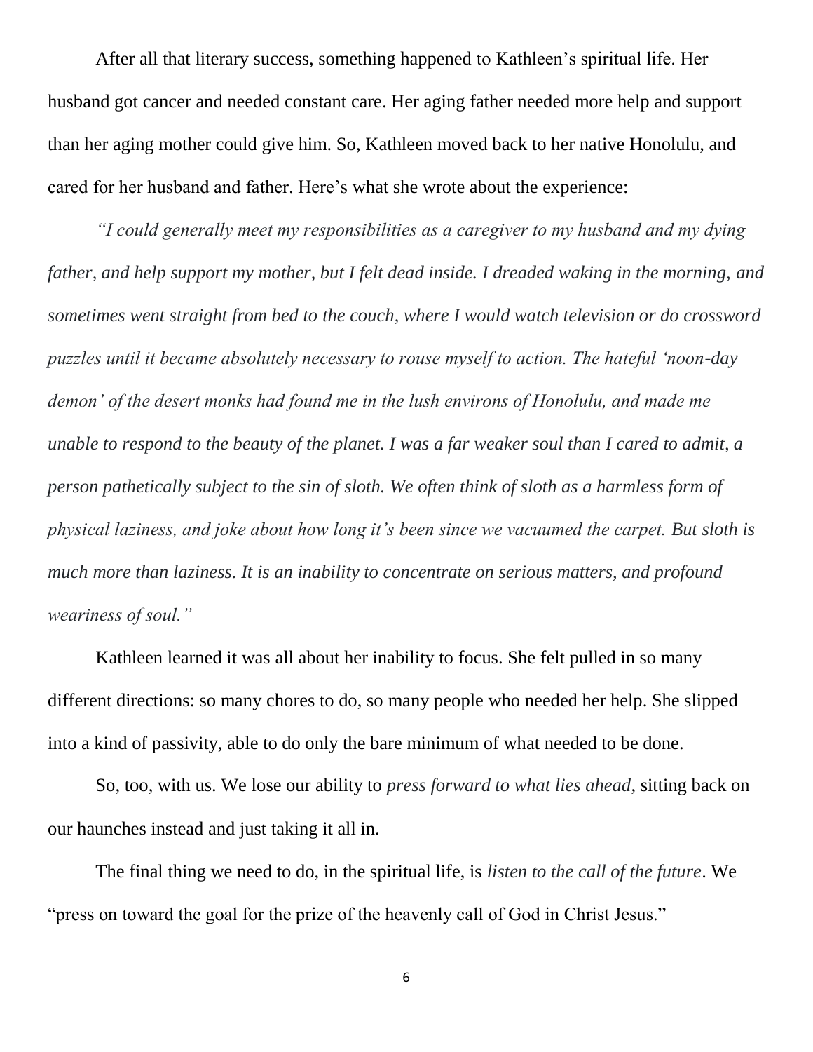After all that literary success, something happened to Kathleen's spiritual life. Her husband got cancer and needed constant care. Her aging father needed more help and support than her aging mother could give him. So, Kathleen moved back to her native Honolulu, and cared for her husband and father. Here's what she wrote about the experience:

*"I could generally meet my responsibilities as a caregiver to my husband and my dying father, and help support my mother, but I felt dead inside. I dreaded waking in the morning, and sometimes went straight from bed to the couch, where I would watch television or do crossword puzzles until it became absolutely necessary to rouse myself to action. The hateful 'noon-day demon' of the desert monks had found me in the lush environs of Honolulu, and made me unable to respond to the beauty of the planet. I was a far weaker soul than I cared to admit, a person pathetically subject to the sin of sloth. We often think of sloth as a harmless form of physical laziness, and joke about how long it's been since we vacuumed the carpet. But sloth is much more than laziness. It is an inability to concentrate on serious matters, and profound weariness of soul."*

Kathleen learned it was all about her inability to focus. She felt pulled in so many different directions: so many chores to do, so many people who needed her help. She slipped into a kind of passivity, able to do only the bare minimum of what needed to be done.

So, too, with us. We lose our ability to *press forward to what lies ahead*, sitting back on our haunches instead and just taking it all in.

The final thing we need to do, in the spiritual life, is *listen to the call of the future*. We "press on toward the goal for the prize of the heavenly call of God in Christ Jesus."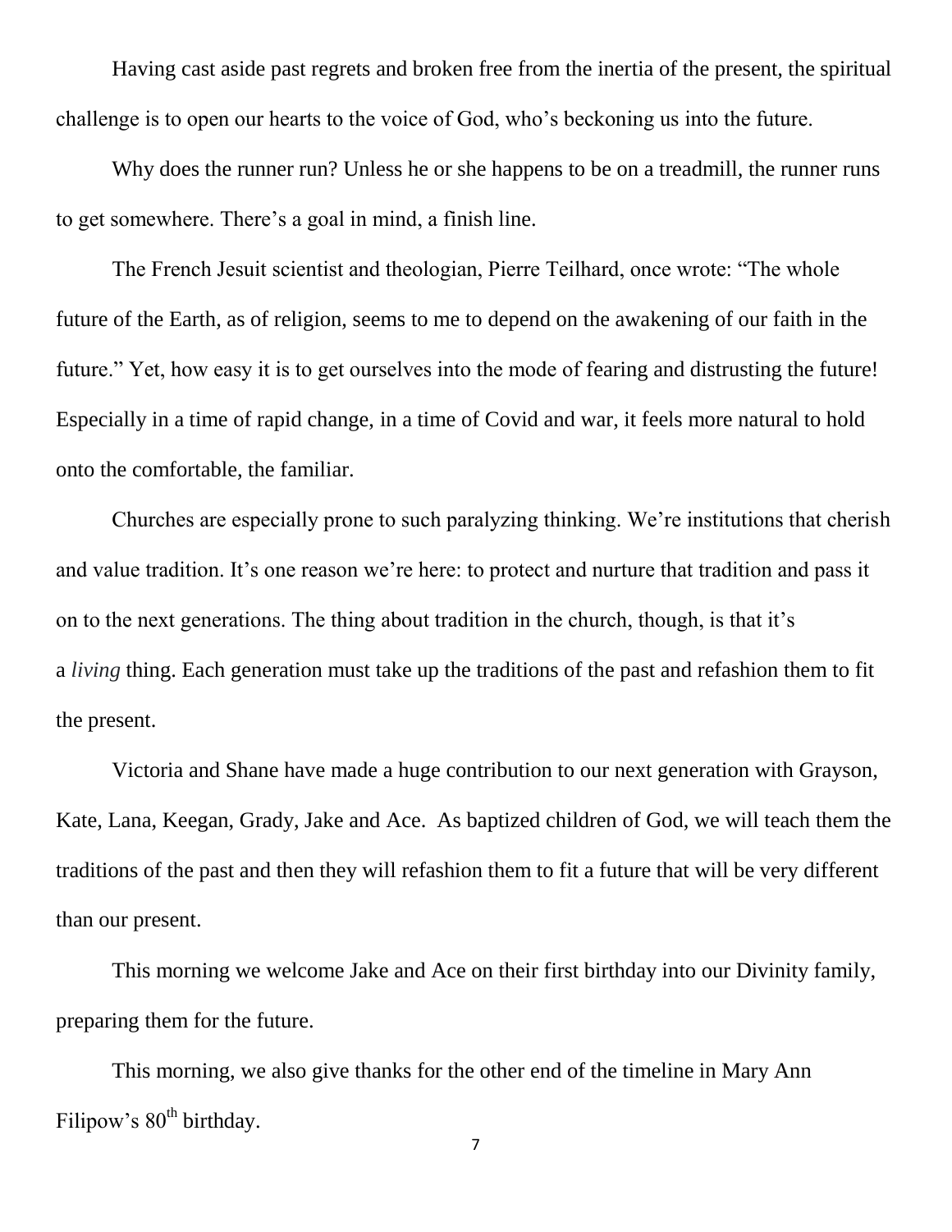Having cast aside past regrets and broken free from the inertia of the present, the spiritual challenge is to open our hearts to the voice of God, who's beckoning us into the future.

Why does the runner run? Unless he or she happens to be on a treadmill, the runner runs to get somewhere. There's a goal in mind, a finish line.

The French Jesuit scientist and theologian, Pierre Teilhard, once wrote: "The whole future of the Earth, as of religion, seems to me to depend on the awakening of our faith in the future." Yet, how easy it is to get ourselves into the mode of fearing and distrusting the future! Especially in a time of rapid change, in a time of Covid and war, it feels more natural to hold onto the comfortable, the familiar.

Churches are especially prone to such paralyzing thinking. We're institutions that cherish and value tradition. It's one reason we're here: to protect and nurture that tradition and pass it on to the next generations. The thing about tradition in the church, though, is that it's a *living* thing. Each generation must take up the traditions of the past and refashion them to fit the present.

Victoria and Shane have made a huge contribution to our next generation with Grayson, Kate, Lana, Keegan, Grady, Jake and Ace. As baptized children of God, we will teach them the traditions of the past and then they will refashion them to fit a future that will be very different than our present.

This morning we welcome Jake and Ace on their first birthday into our Divinity family, preparing them for the future.

This morning, we also give thanks for the other end of the timeline in Mary Ann Filipow's 80th birthday.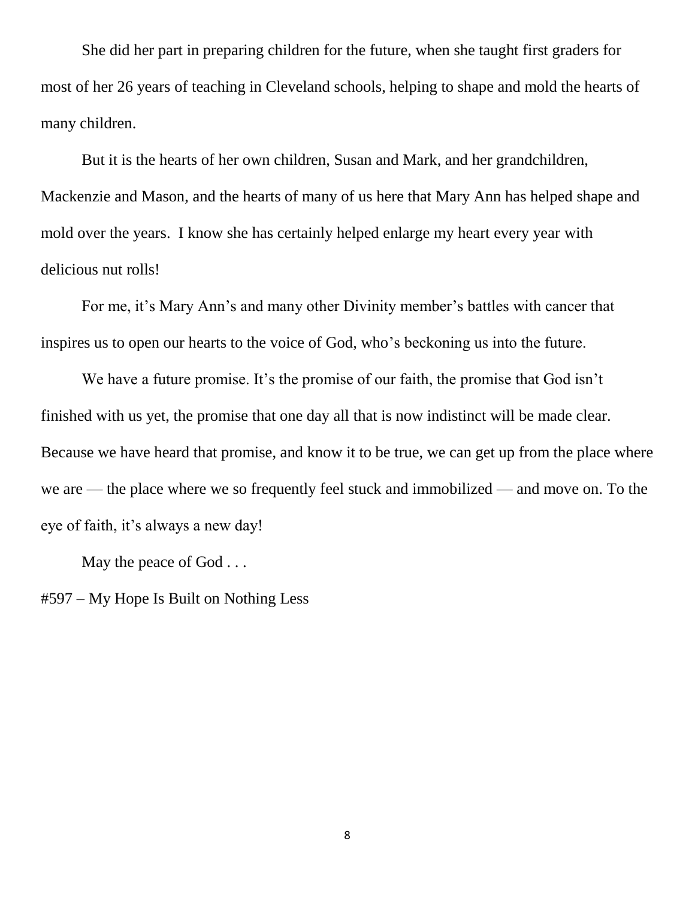She did her part in preparing children for the future, when she taught first graders for most of her 26 years of teaching in Cleveland schools, helping to shape and mold the hearts of many children.

But it is the hearts of her own children, Susan and Mark, and her grandchildren, Mackenzie and Mason, and the hearts of many of us here that Mary Ann has helped shape and mold over the years. I know she has certainly helped enlarge my heart every year with delicious nut rolls!

For me, it's Mary Ann's and many other Divinity member's battles with cancer that inspires us to open our hearts to the voice of God, who's beckoning us into the future.

We have a future promise. It's the promise of our faith, the promise that God isn't finished with us yet, the promise that one day all that is now indistinct will be made clear. Because we have heard that promise, and know it to be true, we can get up from the place where we are — the place where we so frequently feel stuck and immobilized — and move on. To the eye of faith, it's always a new day!

May the peace of God . . .

#597 – My Hope Is Built on Nothing Less